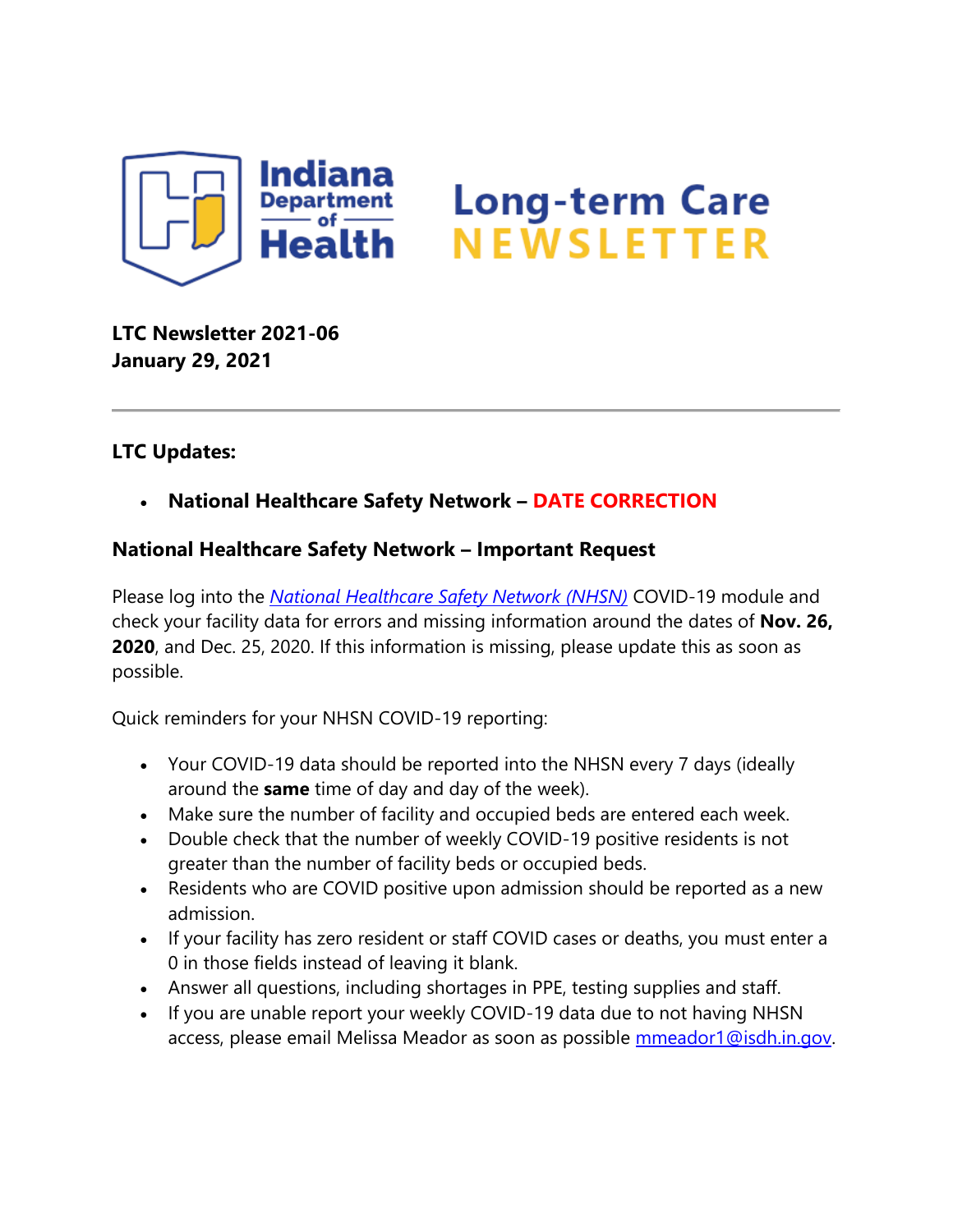# Indiana Department of Health Long-term Care NEWSLETTER

**LTC Newsletter 2021-06**
**January 29, 2021**

---

**LTC Updates:**

- **National Healthcare Safety Network – DATE CORRECTION**

### National Healthcare Safety Network – Important Request

Please log into the *National Healthcare Safety Network (NHSN)* COVID-19 module and check your facility data for errors and missing information around the dates of **Nov. 26, 2020**, and Dec. 25, 2020. If this information is missing, please update this as soon as possible.

Quick reminders for your NHSN COVID-19 reporting:

- Your COVID-19 data should be reported into the NHSN every 7 days (ideally around the **same** time of day and day of the week).
- Make sure the number of facility and occupied beds are entered each week.
- Double check that the number of weekly COVID-19 positive residents is not greater than the number of facility beds or occupied beds.
- Residents who are COVID positive upon admission should be reported as a new admission.
- If your facility has zero resident or staff COVID cases or deaths, you must enter a 0 in those fields instead of leaving it blank.
- Answer all questions, including shortages in PPE, testing supplies and staff.
- If you are unable report your weekly COVID-19 data due to not having NHSN access, please email Melissa Meador as soon as possible mmeador1@isdh.in.gov.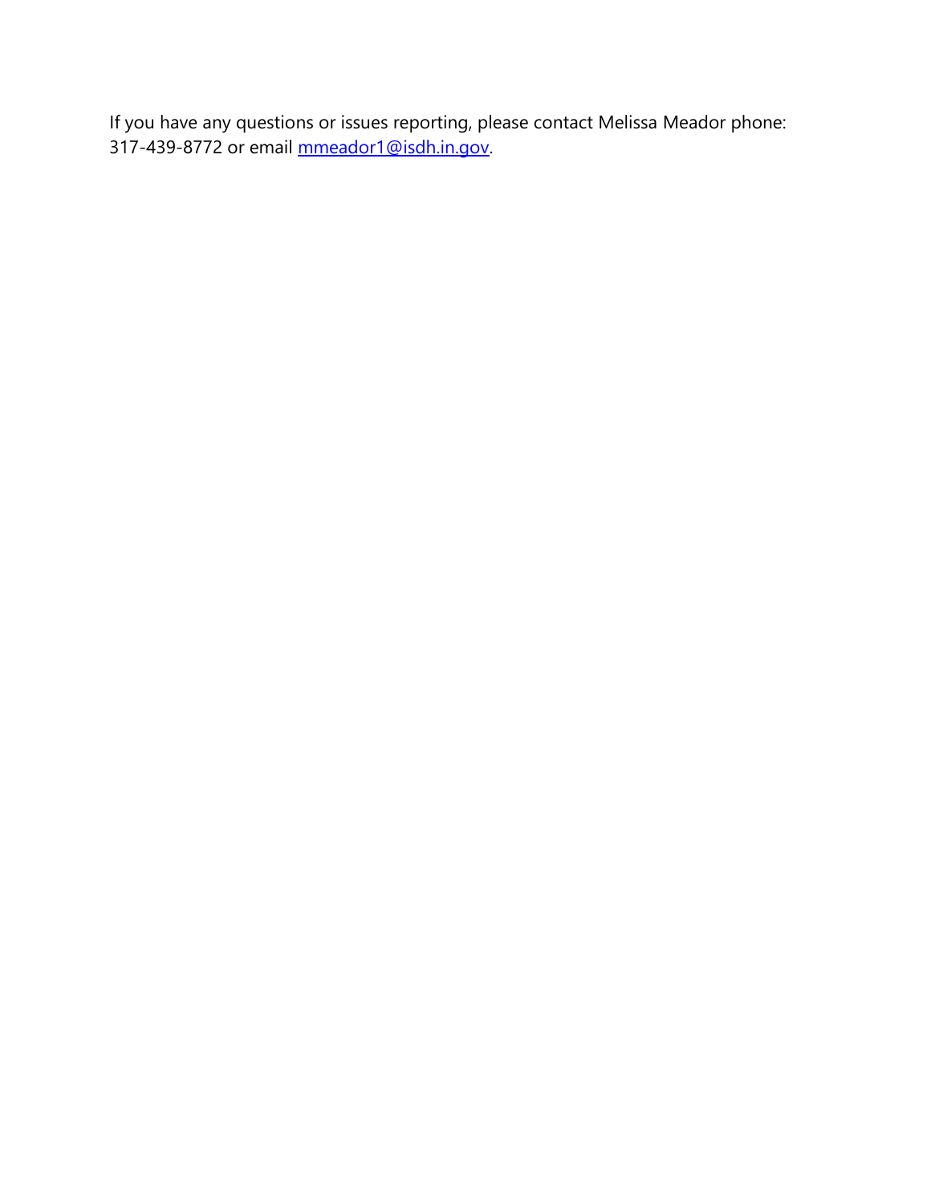If you have any questions or issues reporting, please contact Melissa Meador phone: 317-439-8772 or email [mmeador1@isdh.in.gov](mailto:mmeador1@isdh.in.gov).